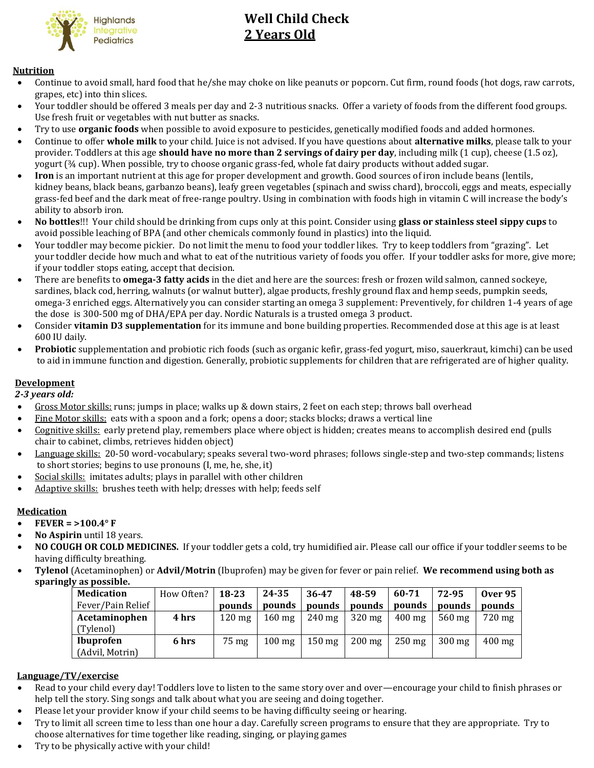Highlands Integrative Pediatrics

# Well Child Check
## 2 Years Old

**Nutrition**

- Continue to avoid small, hard food that he/she may choke on like peanuts or popcorn. Cut firm, round foods (hot dogs, raw carrots, grapes, etc) into thin slices.
- Your toddler should be offered 3 meals per day and 2-3 nutritious snacks. Offer a variety of foods from the different food groups. Use fresh fruit or vegetables with nut butter as snacks.
- Try to use **organic foods** when possible to avoid exposure to pesticides, genetically modified foods and added hormones.
- Continue to offer **whole milk** to your child. Juice is not advised. If you have questions about **alternative milks**, please talk to your provider. Toddlers at this age **should have no more than 2 servings of dairy per day**, including milk (1 cup), cheese (1.5 oz), yogurt (¾ cup). When possible, try to choose organic grass-fed, whole fat dairy products without added sugar.
- **Iron** is an important nutrient at this age for proper development and growth. Good sources of iron include beans (lentils, kidney beans, black beans, garbanzo beans), leafy green vegetables (spinach and swiss chard), broccoli, eggs and meats, especially grass-fed beef and the dark meat of free-range poultry. Using in combination with foods high in vitamin C will increase the body's ability to absorb iron.
- **No bottles**!!! Your child should be drinking from cups only at this point. Consider using **glass or stainless steel sippy cups** to avoid possible leaching of BPA (and other chemicals commonly found in plastics) into the liquid.
- Your toddler may become pickier. Do not limit the menu to food your toddler likes. Try to keep toddlers from "grazing". Let your toddler decide how much and what to eat of the nutritious variety of foods you offer. If your toddler asks for more, give more; if your toddler stops eating, accept that decision.
- There are benefits to **omega-3 fatty acids** in the diet and here are the sources: fresh or frozen wild salmon, canned sockeye, sardines, black cod, herring, walnuts (or walnut butter), algae products, freshly ground flax and hemp seeds, pumpkin seeds, omega-3 enriched eggs. Alternatively you can consider starting an omega 3 supplement: Preventively, for children 1-4 years of age the dose is 300-500 mg of DHA/EPA per day. Nordic Naturals is a trusted omega 3 product.
- Consider **vitamin D3 supplementation** for its immune and bone building properties. Recommended dose at this age is at least 600 IU daily.
- **Probiotic** supplementation and probiotic rich foods (such as organic kefir, grass-fed yogurt, miso, sauerkraut, kimchi) can be used to aid in immune function and digestion. Generally, probiotic supplements for children that are refrigerated are of higher quality.

**Development**

***2-3 years old:***

- Gross Motor skills: runs; jumps in place; walks up & down stairs, 2 feet on each step; throws ball overhead
- Fine Motor skills: eats with a spoon and a fork; opens a door; stacks blocks; draws a vertical line
- Cognitive skills: early pretend play, remembers place where object is hidden; creates means to accomplish desired end (pulls chair to cabinet, climbs, retrieves hidden object)
- Language skills: 20-50 word-vocabulary; speaks several two-word phrases; follows single-step and two-step commands; listens to short stories; begins to use pronouns (I, me, he, she, it)
- Social skills: imitates adults; plays in parallel with other children
- Adaptive skills: brushes teeth with help; dresses with help; feeds self

**Medication**

- **FEVER = >100.4° F**
- **No Aspirin** until 18 years.
- **NO COUGH OR COLD MEDICINES.** If your toddler gets a cold, try humidified air. Please call our office if your toddler seems to be having difficulty breathing.
- **Tylenol** (Acetaminophen) or **Advil/Motrin** (Ibuprofen) may be given for fever or pain relief. **We recommend using both as sparingly as possible.**

| **Medication** Fever/Pain Relief | How Often? | **18-23 pounds** | **24-35 pounds** | **36-47 pounds** | **48-59 pounds** | **60-71 pounds** | **72-95 pounds** | **Over 95 pounds** |
|---|---|---|---|---|---|---|---|---|
| **Acetaminophen** (Tylenol) | **4 hrs** | 120 mg | 160 mg | 240 mg | 320 mg | 400 mg | 560 mg | 720 mg |
| **Ibuprofen** (Advil, Motrin) | **6 hrs** | 75 mg | 100 mg | 150 mg | 200 mg | 250 mg | 300 mg | 400 mg |

**Language/TV/exercise**

- Read to your child every day! Toddlers love to listen to the same story over and over—encourage your child to finish phrases or help tell the story. Sing songs and talk about what you are seeing and doing together.
- Please let your provider know if your child seems to be having difficulty seeing or hearing.
- Try to limit all screen time to less than one hour a day. Carefully screen programs to ensure that they are appropriate. Try to choose alternatives for time together like reading, singing, or playing games
- Try to be physically active with your child!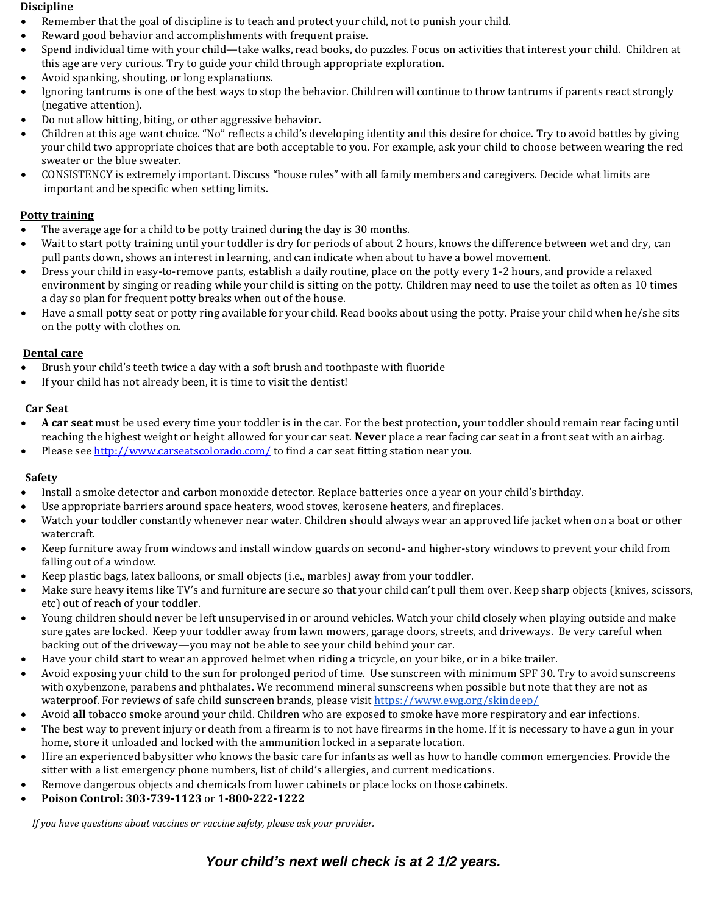## Discipline

- Remember that the goal of discipline is to teach and protect your child, not to punish your child.
- Reward good behavior and accomplishments with frequent praise.
- Spend individual time with your child—take walks, read books, do puzzles. Focus on activities that interest your child. Children at this age are very curious. Try to guide your child through appropriate exploration.
- Avoid spanking, shouting, or long explanations.
- Ignoring tantrums is one of the best ways to stop the behavior. Children will continue to throw tantrums if parents react strongly (negative attention).
- Do not allow hitting, biting, or other aggressive behavior.
- Children at this age want choice. "No" reflects a child's developing identity and this desire for choice. Try to avoid battles by giving your child two appropriate choices that are both acceptable to you. For example, ask your child to choose between wearing the red sweater or the blue sweater.
- CONSISTENCY is extremely important. Discuss "house rules" with all family members and caregivers. Decide what limits are important and be specific when setting limits.

## Potty training

- The average age for a child to be potty trained during the day is 30 months.
- Wait to start potty training until your toddler is dry for periods of about 2 hours, knows the difference between wet and dry, can pull pants down, shows an interest in learning, and can indicate when about to have a bowel movement.
- Dress your child in easy-to-remove pants, establish a daily routine, place on the potty every 1-2 hours, and provide a relaxed environment by singing or reading while your child is sitting on the potty. Children may need to use the toilet as often as 10 times a day so plan for frequent potty breaks when out of the house.
- Have a small potty seat or potty ring available for your child. Read books about using the potty. Praise your child when he/she sits on the potty with clothes on.

## Dental care

- Brush your child's teeth twice a day with a soft brush and toothpaste with fluoride
- If your child has not already been, it is time to visit the dentist!

## Car Seat

- **A car seat** must be used every time your toddler is in the car. For the best protection, your toddler should remain rear facing until reaching the highest weight or height allowed for your car seat. **Never** place a rear facing car seat in a front seat with an airbag.
- Please see http://www.carseatscolorado.com/ to find a car seat fitting station near you.

## Safety

- Install a smoke detector and carbon monoxide detector. Replace batteries once a year on your child's birthday.
- Use appropriate barriers around space heaters, wood stoves, kerosene heaters, and fireplaces.
- Watch your toddler constantly whenever near water. Children should always wear an approved life jacket when on a boat or other watercraft.
- Keep furniture away from windows and install window guards on second- and higher-story windows to prevent your child from falling out of a window.
- Keep plastic bags, latex balloons, or small objects (i.e., marbles) away from your toddler.
- Make sure heavy items like TV's and furniture are secure so that your child can't pull them over. Keep sharp objects (knives, scissors, etc) out of reach of your toddler.
- Young children should never be left unsupervised in or around vehicles. Watch your child closely when playing outside and make sure gates are locked. Keep your toddler away from lawn mowers, garage doors, streets, and driveways. Be very careful when backing out of the driveway—you may not be able to see your child behind your car.
- Have your child start to wear an approved helmet when riding a tricycle, on your bike, or in a bike trailer.
- Avoid exposing your child to the sun for prolonged period of time. Use sunscreen with minimum SPF 30. Try to avoid sunscreens with oxybenzone, parabens and phthalates. We recommend mineral sunscreens when possible but note that they are not as waterproof. For reviews of safe child sunscreen brands, please visit https://www.ewg.org/skindeep/
- Avoid **all** tobacco smoke around your child. Children who are exposed to smoke have more respiratory and ear infections.
- The best way to prevent injury or death from a firearm is to not have firearms in the home. If it is necessary to have a gun in your home, store it unloaded and locked with the ammunition locked in a separate location.
- Hire an experienced babysitter who knows the basic care for infants as well as how to handle common emergencies. Provide the sitter with a list emergency phone numbers, list of child's allergies, and current medications.
- Remove dangerous objects and chemicals from lower cabinets or place locks on those cabinets.
- **Poison Control: 303-739-1123** or **1-800-222-1222**

*If you have questions about vaccines or vaccine safety, please ask your provider.*

***Your child's next well check is at 2 1/2 years.***